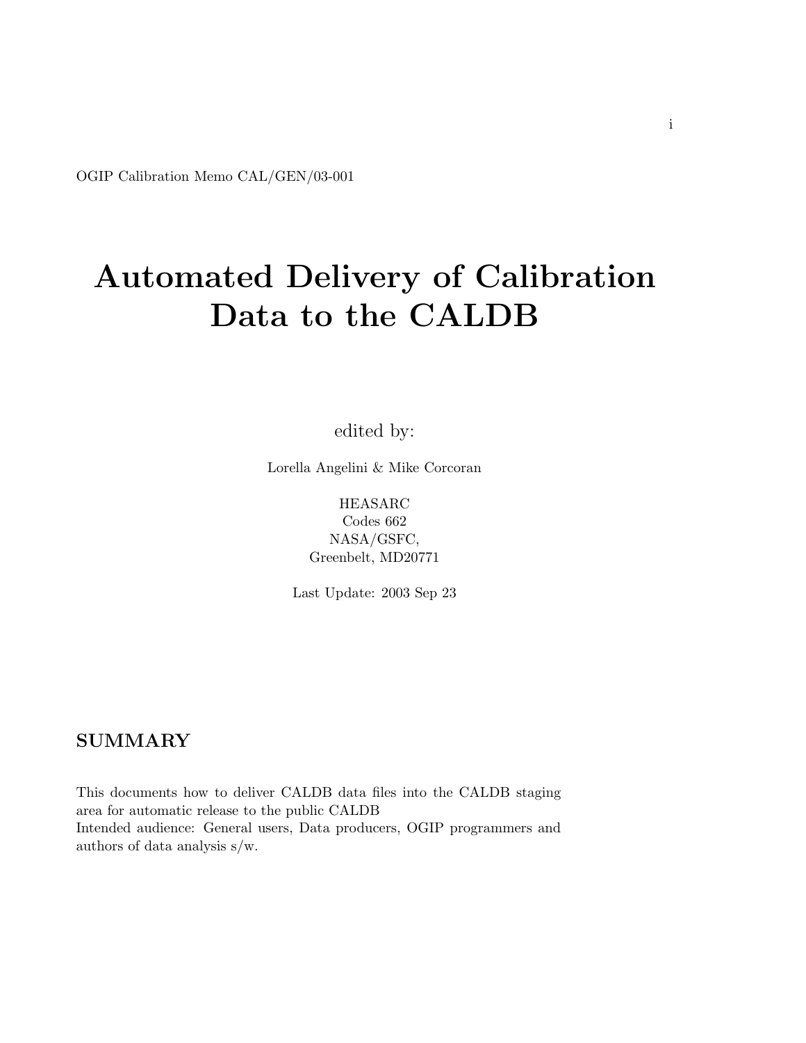OGIP Calibration Memo CAL/GEN/03-001

# Automated Delivery of Calibration Data to the CALDB

edited by:

Lorella Angelini & Mike Corcoran

HEASARC
Codes 662
NASA/GSFC,
Greenbelt, MD20771

Last Update: 2003 Sep 23

## SUMMARY

This documents how to deliver CALDB data files into the CALDB staging area for automatic release to the public CALDB
Intended audience: General users, Data producers, OGIP programmers and authors of data analysis s/w.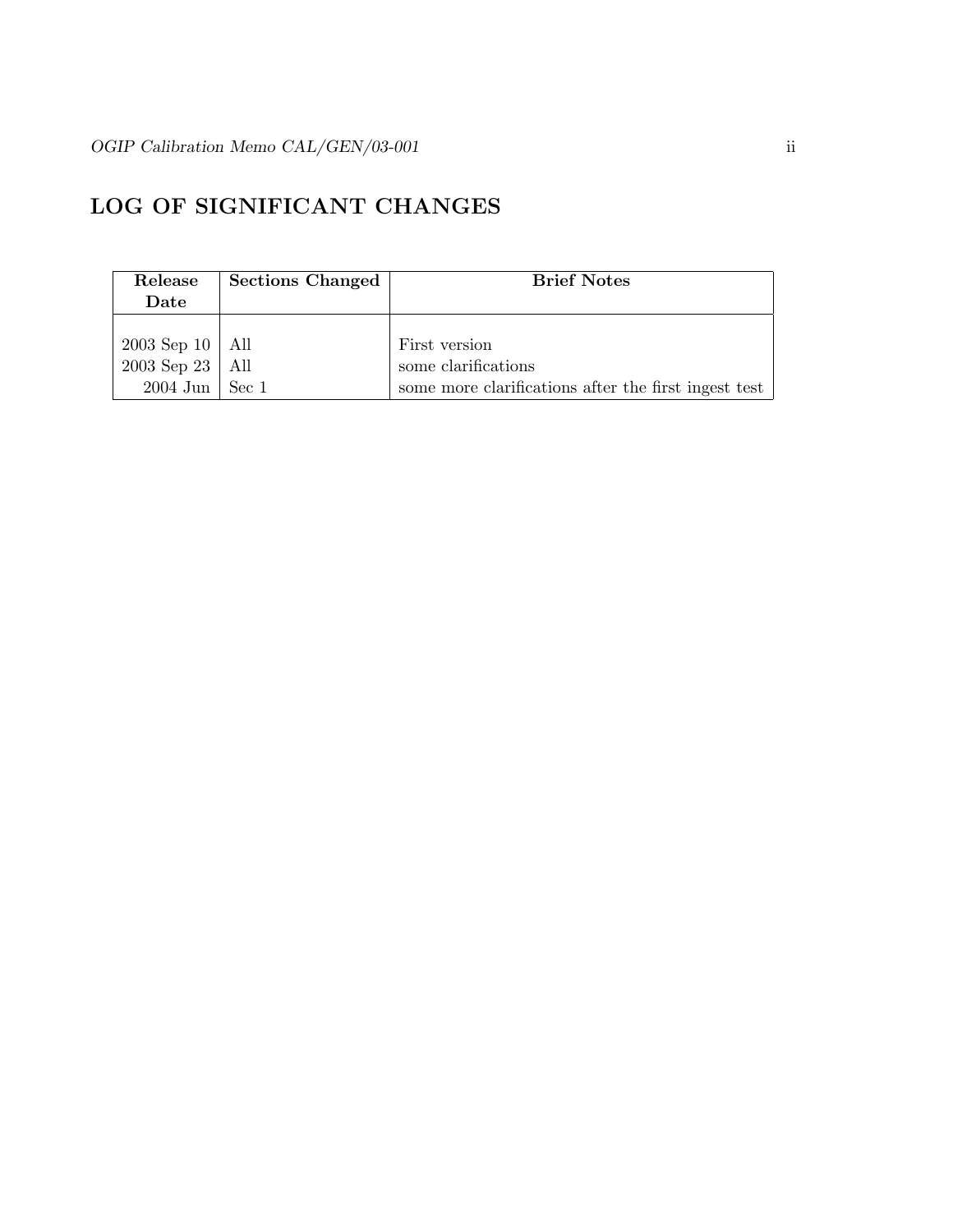## LOG OF SIGNIFICANT CHANGES

| Release Date | Sections Changed | Brief Notes |
|---|---|---|
| 2003 Sep 10 | All | First version |
| 2003 Sep 23 | All | some clarifications |
| 2004 Jun | Sec 1 | some more clarifications after the first ingest test |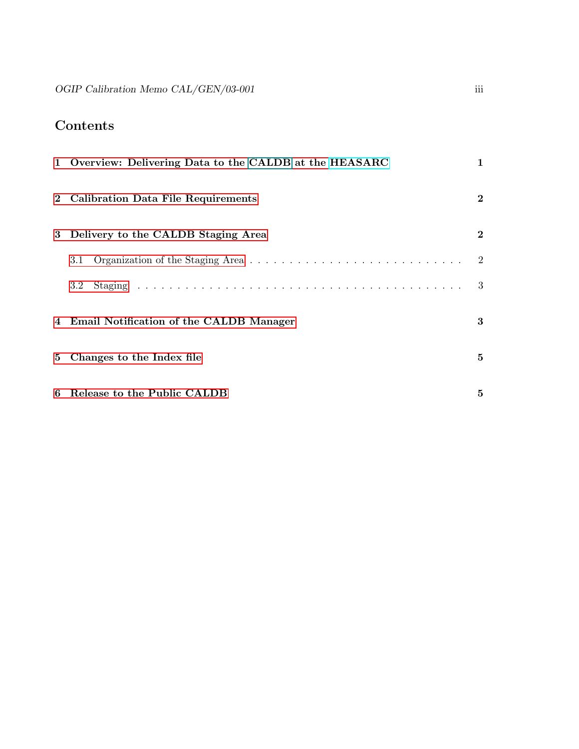## Contents

| | |
|---|---|
| **1 Overview: Delivering Data to the CALDB at the HEASARC** | **1** |
| **2 Calibration Data File Requirements** | **2** |
| **3 Delivery to the CALDB Staging Area** | **2** |
| 3.1 Organization of the Staging Area | 2 |
| 3.2 Staging | 3 |
| **4 Email Notification of the CALDB Manager** | **3** |
| **5 Changes to the Index file** | **5** |
| **6 Release to the Public CALDB** | **5** |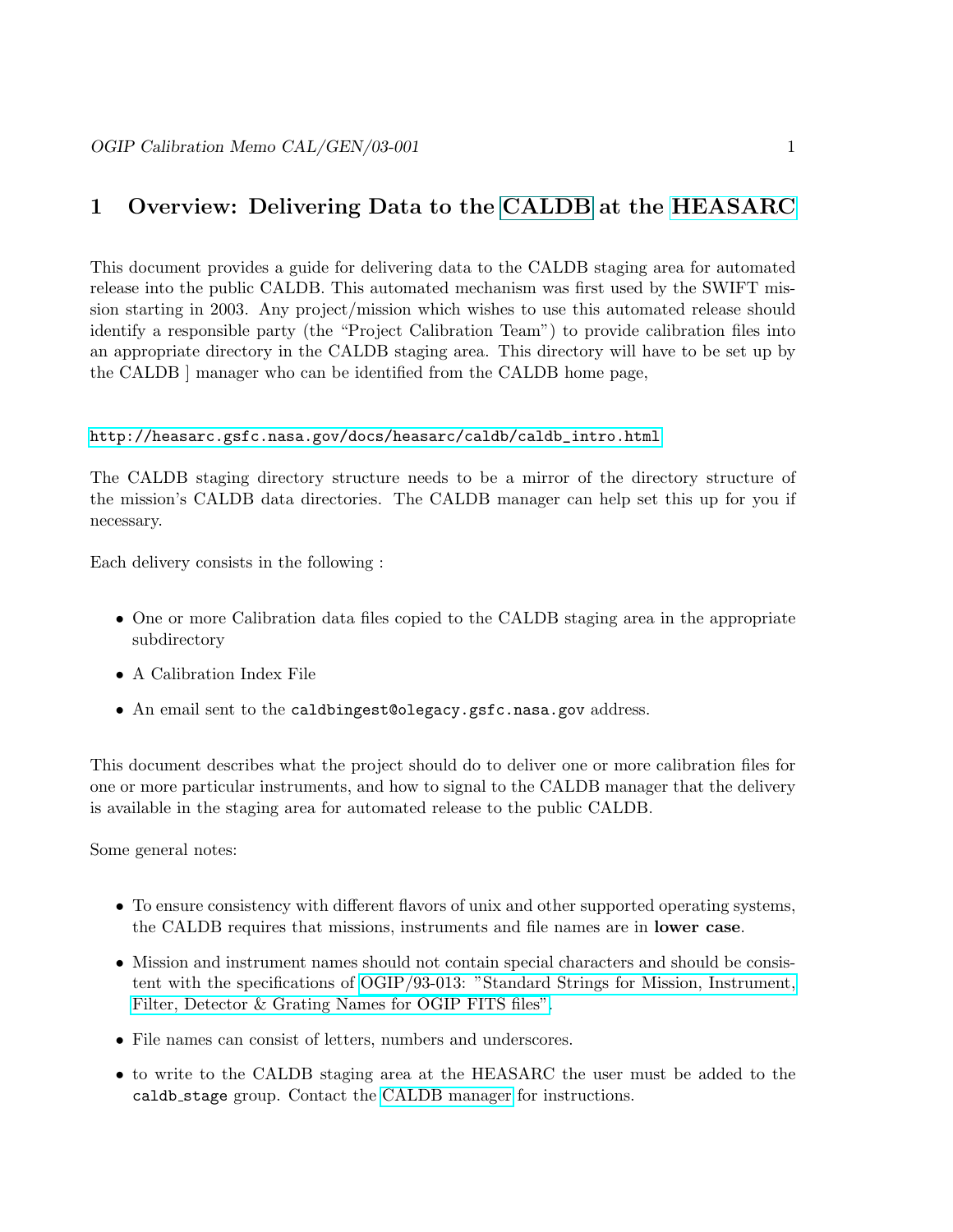# 1 Overview: Delivering Data to the CALDB at the HEASARC

This document provides a guide for delivering data to the CALDB staging area for automated release into the public CALDB. This automated mechanism was first used by the SWIFT mission starting in 2003. Any project/mission which wishes to use this automated release should identify a responsible party (the "Project Calibration Team") to provide calibration files into an appropriate directory in the CALDB staging area. This directory will have to be set up by the CALDB ] manager who can be identified from the CALDB home page,

http://heasarc.gsfc.nasa.gov/docs/heasarc/caldb/caldb_intro.html

The CALDB staging directory structure needs to be a mirror of the directory structure of the mission's CALDB data directories. The CALDB manager can help set this up for you if necessary.

Each delivery consists in the following :

- One or more Calibration data files copied to the CALDB staging area in the appropriate subdirectory
- A Calibration Index File
- An email sent to the `caldbingest@olegacy.gsfc.nasa.gov` address.

This document describes what the project should do to deliver one or more calibration files for one or more particular instruments, and how to signal to the CALDB manager that the delivery is available in the staging area for automated release to the public CALDB.

Some general notes:

- To ensure consistency with different flavors of unix and other supported operating systems, the CALDB requires that missions, instruments and file names are in **lower case**.
- Mission and instrument names should not contain special characters and should be consistent with the specifications of OGIP/93-013: "Standard Strings for Mission, Instrument, Filter, Detector & Grating Names for OGIP FITS files".
- File names can consist of letters, numbers and underscores.
- to write to the CALDB staging area at the HEASARC the user must be added to the `caldb_stage` group. Contact the CALDB manager for instructions.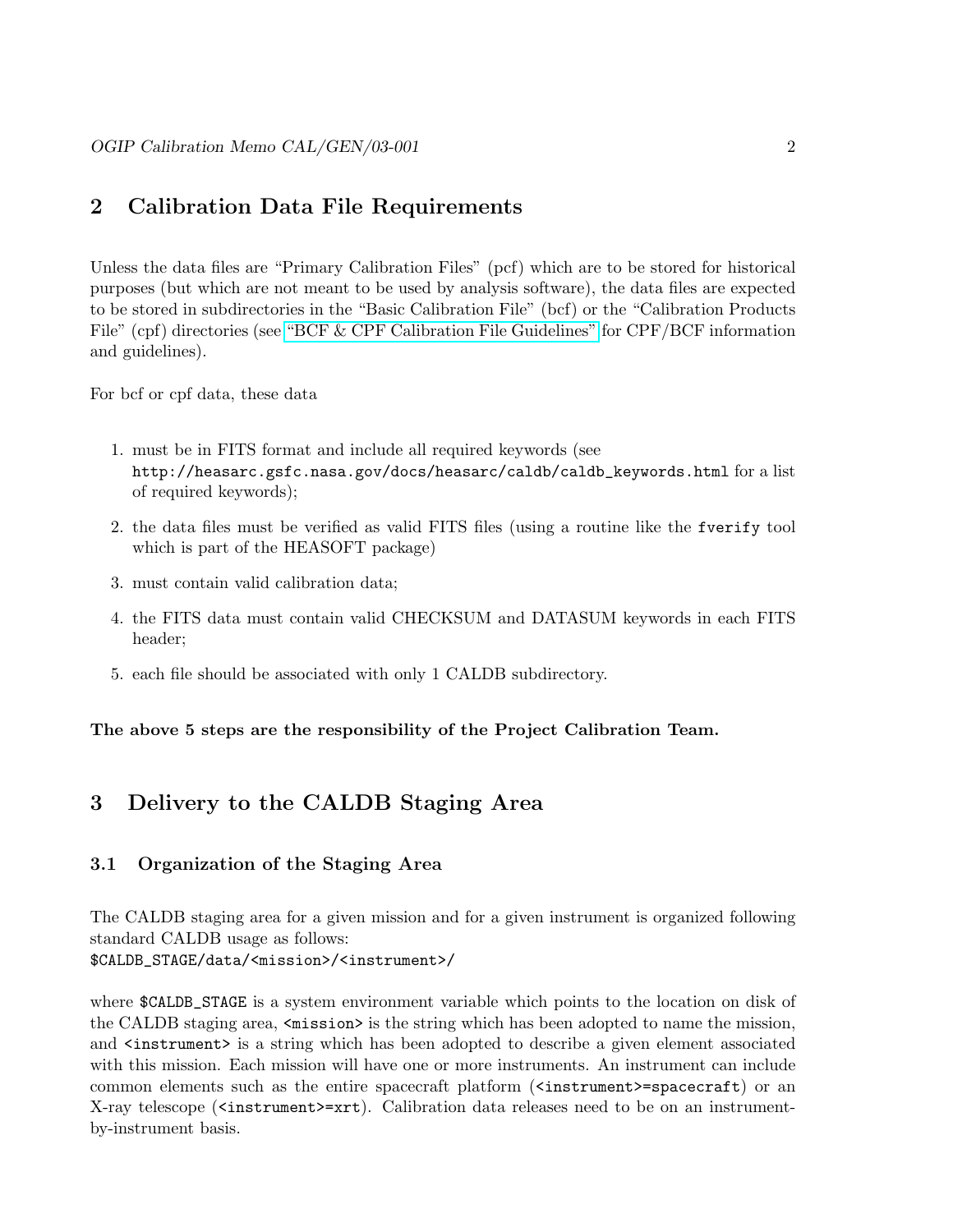## 2 Calibration Data File Requirements

Unless the data files are "Primary Calibration Files" (pcf) which are to be stored for historical purposes (but which are not meant to be used by analysis software), the data files are expected to be stored in subdirectories in the "Basic Calibration File" (bcf) or the "Calibration Products File" (cpf) directories (see "BCF & CPF Calibration File Guidelines" for CPF/BCF information and guidelines).

For bcf or cpf data, these data

1. must be in FITS format and include all required keywords (see `http://heasarc.gsfc.nasa.gov/docs/heasarc/caldb/caldb_keywords.html` for a list of required keywords);
2. the data files must be verified as valid FITS files (using a routine like the `fverify` tool which is part of the HEASOFT package)
3. must contain valid calibration data;
4. the FITS data must contain valid CHECKSUM and DATASUM keywords in each FITS header;
5. each file should be associated with only 1 CALDB subdirectory.

**The above 5 steps are the responsibility of the Project Calibration Team.**

## 3 Delivery to the CALDB Staging Area

### 3.1 Organization of the Staging Area

The CALDB staging area for a given mission and for a given instrument is organized following standard CALDB usage as follows:
`$CALDB_STAGE/data/<mission>/<instrument>/`

where `$CALDB_STAGE` is a system environment variable which points to the location on disk of the CALDB staging area, `<mission>` is the string which has been adopted to name the mission, and `<instrument>` is a string which has been adopted to describe a given element associated with this mission. Each mission will have one or more instruments. An instrument can include common elements such as the entire spacecraft platform (`<instrument>=spacecraft`) or an X-ray telescope (`<instrument>=xrt`). Calibration data releases need to be on an instrument-by-instrument basis.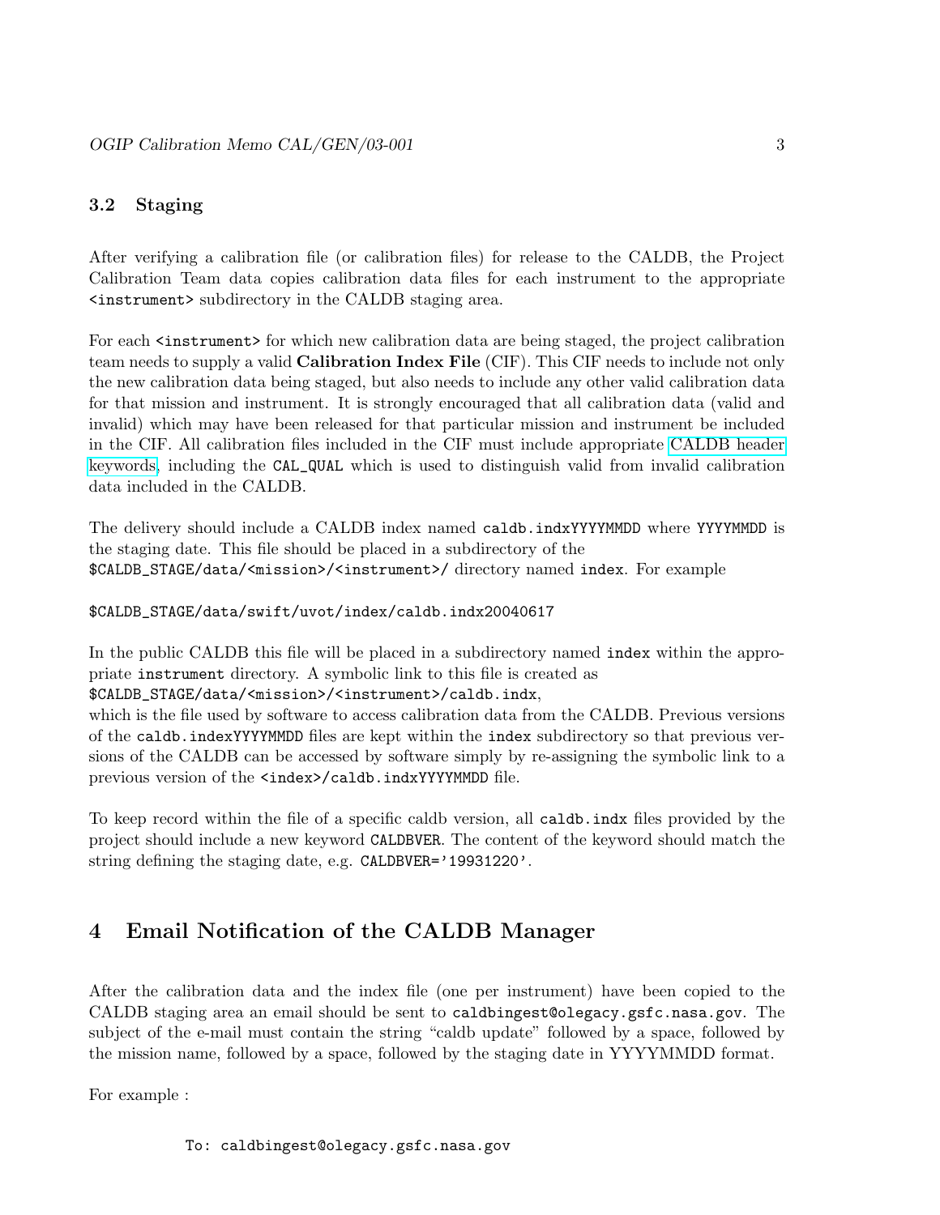### 3.2 Staging

After verifying a calibration file (or calibration files) for release to the CALDB, the Project Calibration Team data copies calibration data files for each instrument to the appropriate `<instrument>` subdirectory in the CALDB staging area.

For each `<instrument>` for which new calibration data are being staged, the project calibration team needs to supply a valid **Calibration Index File** (CIF). This CIF needs to include not only the new calibration data being staged, but also needs to include any other valid calibration data for that mission and instrument. It is strongly encouraged that all calibration data (valid and invalid) which may have been released for that particular mission and instrument be included in the CIF. All calibration files included in the CIF must include appropriate CALDB header keywords, including the `CAL_QUAL` which is used to distinguish valid from invalid calibration data included in the CALDB.

The delivery should include a CALDB index named `caldb.indxYYYYMMDD` where `YYYYMMDD` is the staging date. This file should be placed in a subdirectory of the `$CALDB_STAGE/data/<mission>/<instrument>/` directory named `index`. For example

```
$CALDB_STAGE/data/swift/uvot/index/caldb.indx20040617
```

In the public CALDB this file will be placed in a subdirectory named `index` within the appropriate `instrument` directory. A symbolic link to this file is created as `$CALDB_STAGE/data/<mission>/<instrument>/caldb.indx`,
which is the file used by software to access calibration data from the CALDB. Previous versions of the `caldb.indexYYYYMMDD` files are kept within the `index` subdirectory so that previous versions of the CALDB can be accessed by software simply by re-assigning the symbolic link to a previous version of the `<index>/caldb.indxYYYYMMDD` file.

To keep record within the file of a specific caldb version, all `caldb.indx` files provided by the project should include a new keyword `CALDBVER`. The content of the keyword should match the string defining the staging date, e.g. `CALDBVER='19931220'`.

# 4 Email Notification of the CALDB Manager

After the calibration data and the index file (one per instrument) have been copied to the CALDB staging area an email should be sent to `caldbingest@olegacy.gsfc.nasa.gov`. The subject of the e-mail must contain the string "caldb update" followed by a space, followed by the mission name, followed by a space, followed by the staging date in YYYYMMDD format.

For example :

```
To: caldbingest@olegacy.gsfc.nasa.gov
```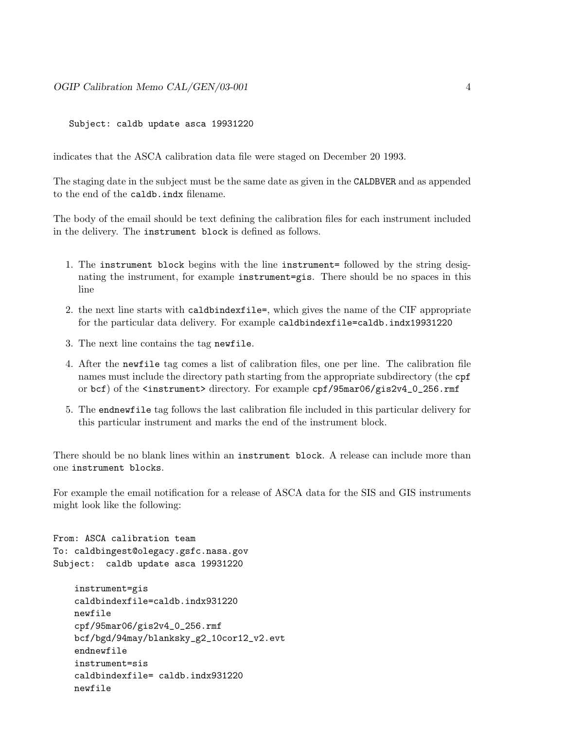```
Subject: caldb update asca 19931220
```

indicates that the ASCA calibration data file were staged on December 20 1993.

The staging date in the subject must be the same date as given in the `CALDBVER` and as appended to the end of the `caldb.indx` filename.

The body of the email should be text defining the calibration files for each instrument included in the delivery. The `instrument block` is defined as follows.

1. The `instrument block` begins with the line `instrument=` followed by the string designating the instrument, for example `instrument=gis`. There should be no spaces in this line
2. the next line starts with `caldbindexfile=`, which gives the name of the CIF appropriate for the particular data delivery. For example `caldbindexfile=caldb.indx19931220`
3. The next line contains the tag `newfile`.
4. After the `newfile` tag comes a list of calibration files, one per line. The calibration file names must include the directory path starting from the appropriate subdirectory (the `cpf` or `bcf`) of the `<instrument>` directory. For example `cpf/95mar06/gis2v4_0_256.rmf`
5. The `endnewfile` tag follows the last calibration file included in this particular delivery for this particular instrument and marks the end of the instrument block.

There should be no blank lines within an `instrument block`. A release can include more than one `instrument blocks`.

For example the email notification for a release of ASCA data for the SIS and GIS instruments might look like the following:

```
From: ASCA calibration team
To: caldbingest@olegacy.gsfc.nasa.gov
Subject:  caldb update asca 19931220

    instrument=gis
    caldbindexfile=caldb.indx931220
    newfile
    cpf/95mar06/gis2v4_0_256.rmf
    bcf/bgd/94may/blanksky_g2_10cor12_v2.evt
    endnewfile
    instrument=sis
    caldbindexfile= caldb.indx931220
    newfile
```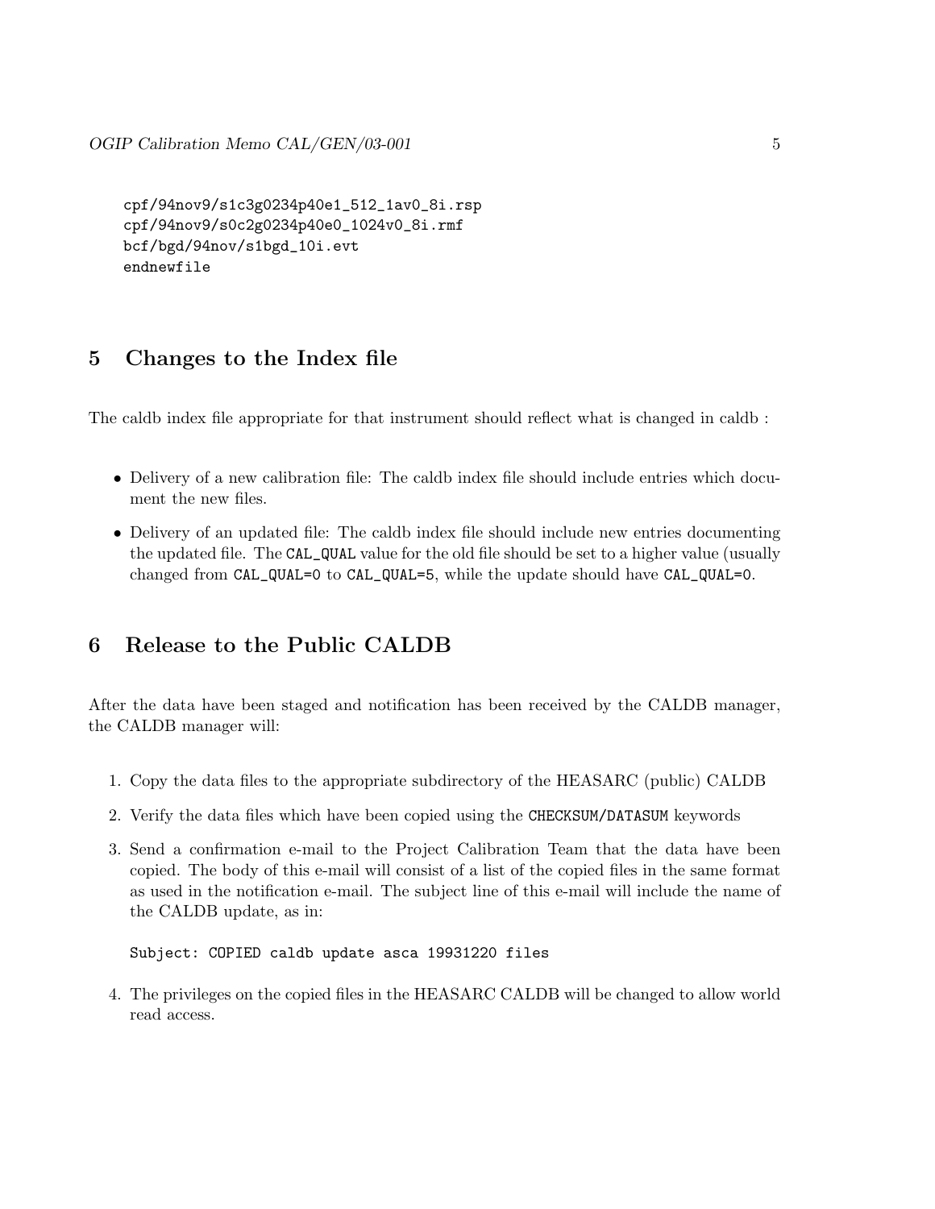```
cpf/94nov9/s1c3g0234p40e1_512_1av0_8i.rsp
cpf/94nov9/s0c2g0234p40e0_1024v0_8i.rmf
bcf/bgd/94nov/s1bgd_10i.evt
endnewfile
```

## 5 Changes to the Index file

The caldb index file appropriate for that instrument should reflect what is changed in caldb :

- Delivery of a new calibration file: The caldb index file should include entries which document the new files.
- Delivery of an updated file: The caldb index file should include new entries documenting the updated file. The `CAL_QUAL` value for the old file should be set to a higher value (usually changed from `CAL_QUAL=0` to `CAL_QUAL=5`, while the update should have `CAL_QUAL=0`.

## 6 Release to the Public CALDB

After the data have been staged and notification has been received by the CALDB manager, the CALDB manager will:

1. Copy the data files to the appropriate subdirectory of the HEASARC (public) CALDB
2. Verify the data files which have been copied using the `CHECKSUM/DATASUM` keywords
3. Send a confirmation e-mail to the Project Calibration Team that the data have been copied. The body of this e-mail will consist of a list of the copied files in the same format as used in the notification e-mail. The subject line of this e-mail will include the name of the CALDB update, as in:

   ```
   Subject: COPIED caldb update asca 19931220 files
   ```

4. The privileges on the copied files in the HEASARC CALDB will be changed to allow world read access.